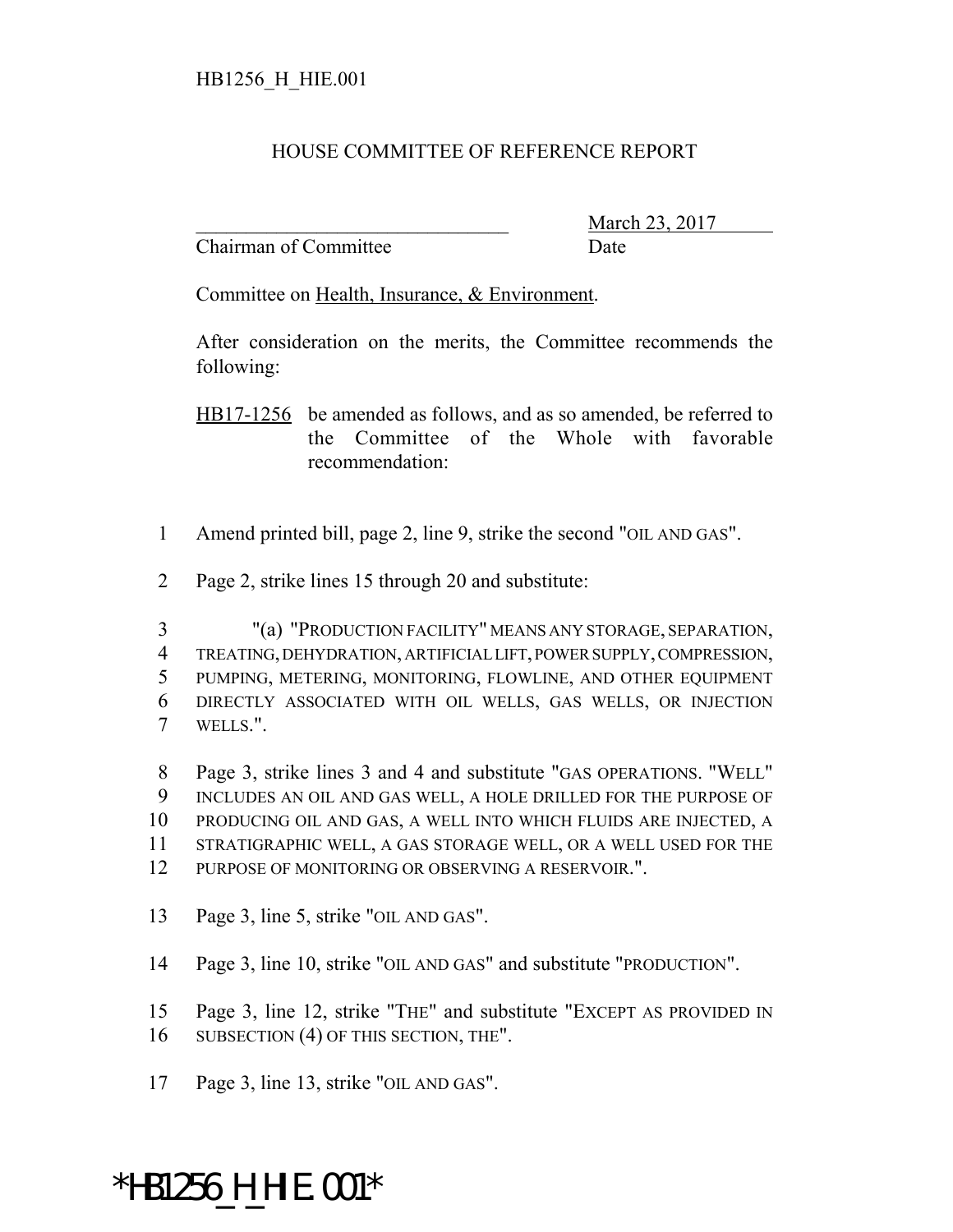HB1256_H_HIE.001

# HOUSE COMMITTEE OF REFERENCE REPORT

_______________________________ March 23, 2017
Chairman of Committee Date

Committee on Health, Insurance, & Environment.

After consideration on the merits, the Committee recommends the following:

HB17-1256 be amended as follows, and as so amended, be referred to the Committee of the Whole with favorable recommendation:

1 Amend printed bill, page 2, line 9, strike the second "OIL AND GAS".

2 Page 2, strike lines 15 through 20 and substitute:

3 "(a) "PRODUCTION FACILITY" MEANS ANY STORAGE, SEPARATION,
4 TREATING, DEHYDRATION, ARTIFICIAL LIFT, POWER SUPPLY, COMPRESSION,
5 PUMPING, METERING, MONITORING, FLOWLINE, AND OTHER EQUIPMENT
6 DIRECTLY ASSOCIATED WITH OIL WELLS, GAS WELLS, OR INJECTION
7 WELLS.".

8 Page 3, strike lines 3 and 4 and substitute "GAS OPERATIONS. "WELL"
9 INCLUDES AN OIL AND GAS WELL, A HOLE DRILLED FOR THE PURPOSE OF
10 PRODUCING OIL AND GAS, A WELL INTO WHICH FLUIDS ARE INJECTED, A
11 STRATIGRAPHIC WELL, A GAS STORAGE WELL, OR A WELL USED FOR THE
12 PURPOSE OF MONITORING OR OBSERVING A RESERVOIR.".

13 Page 3, line 5, strike "OIL AND GAS".

14 Page 3, line 10, strike "OIL AND GAS" and substitute "PRODUCTION".

15 Page 3, line 12, strike "THE" and substitute "EXCEPT AS PROVIDED IN
16 SUBSECTION (4) OF THIS SECTION, THE".

17 Page 3, line 13, strike "OIL AND GAS".

*HB1256_H_HIE.001*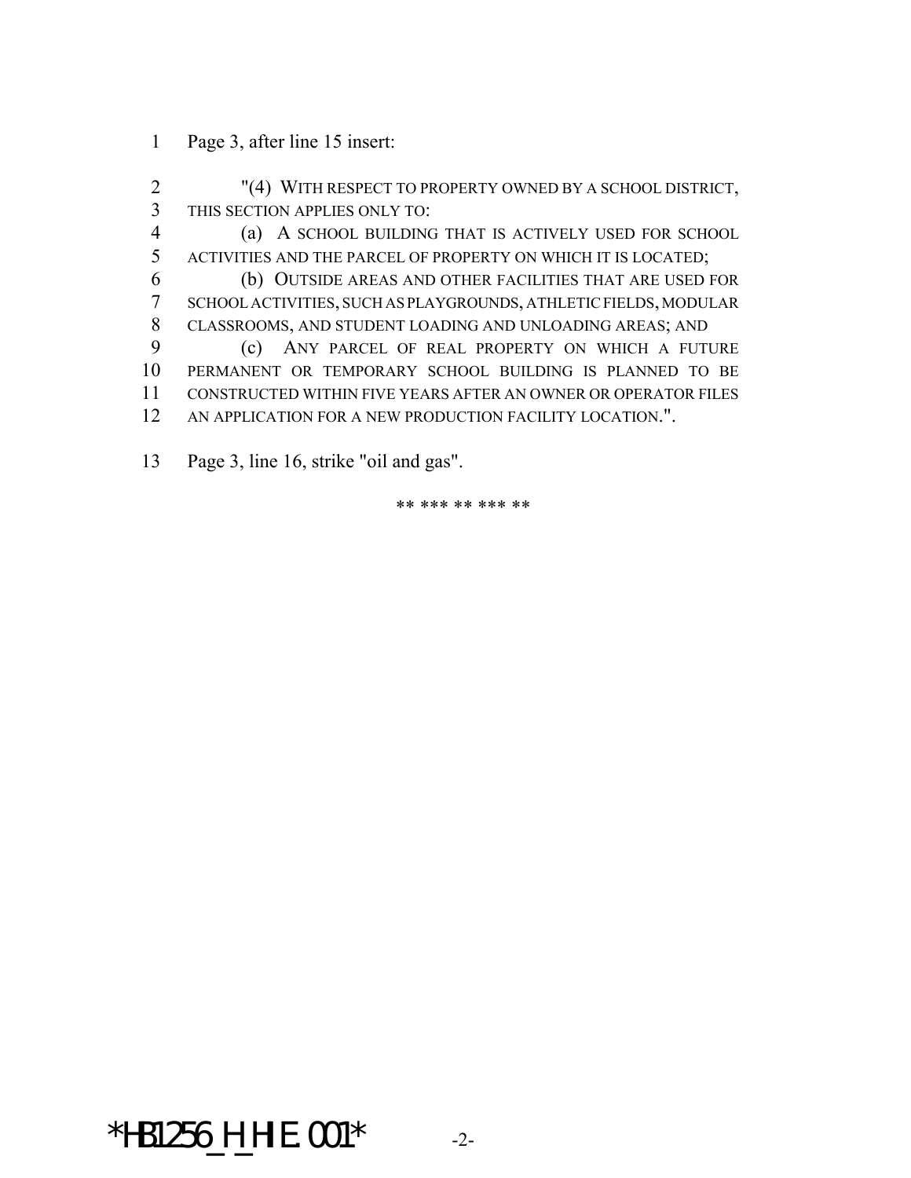Page 3, after line 15 insert:

"(4) WITH RESPECT TO PROPERTY OWNED BY A SCHOOL DISTRICT, THIS SECTION APPLIES ONLY TO:

(a) A SCHOOL BUILDING THAT IS ACTIVELY USED FOR SCHOOL ACTIVITIES AND THE PARCEL OF PROPERTY ON WHICH IT IS LOCATED;

(b) OUTSIDE AREAS AND OTHER FACILITIES THAT ARE USED FOR SCHOOL ACTIVITIES, SUCH AS PLAYGROUNDS, ATHLETIC FIELDS, MODULAR CLASSROOMS, AND STUDENT LOADING AND UNLOADING AREAS; AND

(c) ANY PARCEL OF REAL PROPERTY ON WHICH A FUTURE PERMANENT OR TEMPORARY SCHOOL BUILDING IS PLANNED TO BE CONSTRUCTED WITHIN FIVE YEARS AFTER AN OWNER OR OPERATOR FILES AN APPLICATION FOR A NEW PRODUCTION FACILITY LOCATION.".

Page 3, line 16, strike "oil and gas".

** *** ** *** **

*HB1256_H_HIE.001*